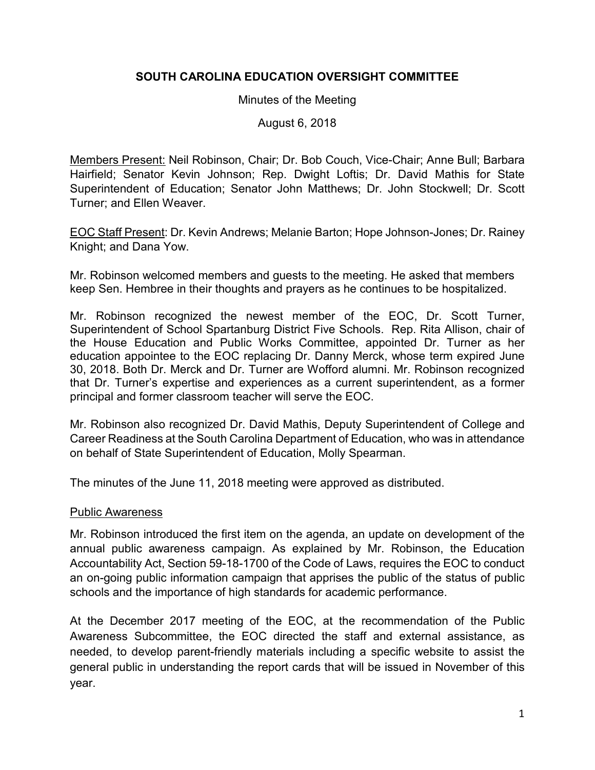# SOUTH CAROLINA EDUCATION OVERSIGHT COMMITTEE

Minutes of the Meeting

August 6, 2018

Members Present: Neil Robinson, Chair; Dr. Bob Couch, Vice-Chair; Anne Bull; Barbara Hairfield; Senator Kevin Johnson; Rep. Dwight Loftis; Dr. David Mathis for State Superintendent of Education; Senator John Matthews; Dr. John Stockwell; Dr. Scott Turner; and Ellen Weaver.

EOC Staff Present: Dr. Kevin Andrews; Melanie Barton; Hope Johnson-Jones; Dr. Rainey Knight; and Dana Yow.

Mr. Robinson welcomed members and guests to the meeting. He asked that members keep Sen. Hembree in their thoughts and prayers as he continues to be hospitalized.

Mr. Robinson recognized the newest member of the EOC, Dr. Scott Turner, Superintendent of School Spartanburg District Five Schools. Rep. Rita Allison, chair of the House Education and Public Works Committee, appointed Dr. Turner as her education appointee to the EOC replacing Dr. Danny Merck, whose term expired June 30, 2018. Both Dr. Merck and Dr. Turner are Wofford alumni. Mr. Robinson recognized that Dr. Turner's expertise and experiences as a current superintendent, as a former principal and former classroom teacher will serve the EOC.

Mr. Robinson also recognized Dr. David Mathis, Deputy Superintendent of College and Career Readiness at the South Carolina Department of Education, who was in attendance on behalf of State Superintendent of Education, Molly Spearman.

The minutes of the June 11, 2018 meeting were approved as distributed.

## Public Awareness

Mr. Robinson introduced the first item on the agenda, an update on development of the annual public awareness campaign. As explained by Mr. Robinson, the Education Accountability Act, Section 59-18-1700 of the Code of Laws, requires the EOC to conduct an on-going public information campaign that apprises the public of the status of public schools and the importance of high standards for academic performance.

At the December 2017 meeting of the EOC, at the recommendation of the Public Awareness Subcommittee, the EOC directed the staff and external assistance, as needed, to develop parent-friendly materials including a specific website to assist the general public in understanding the report cards that will be issued in November of this year.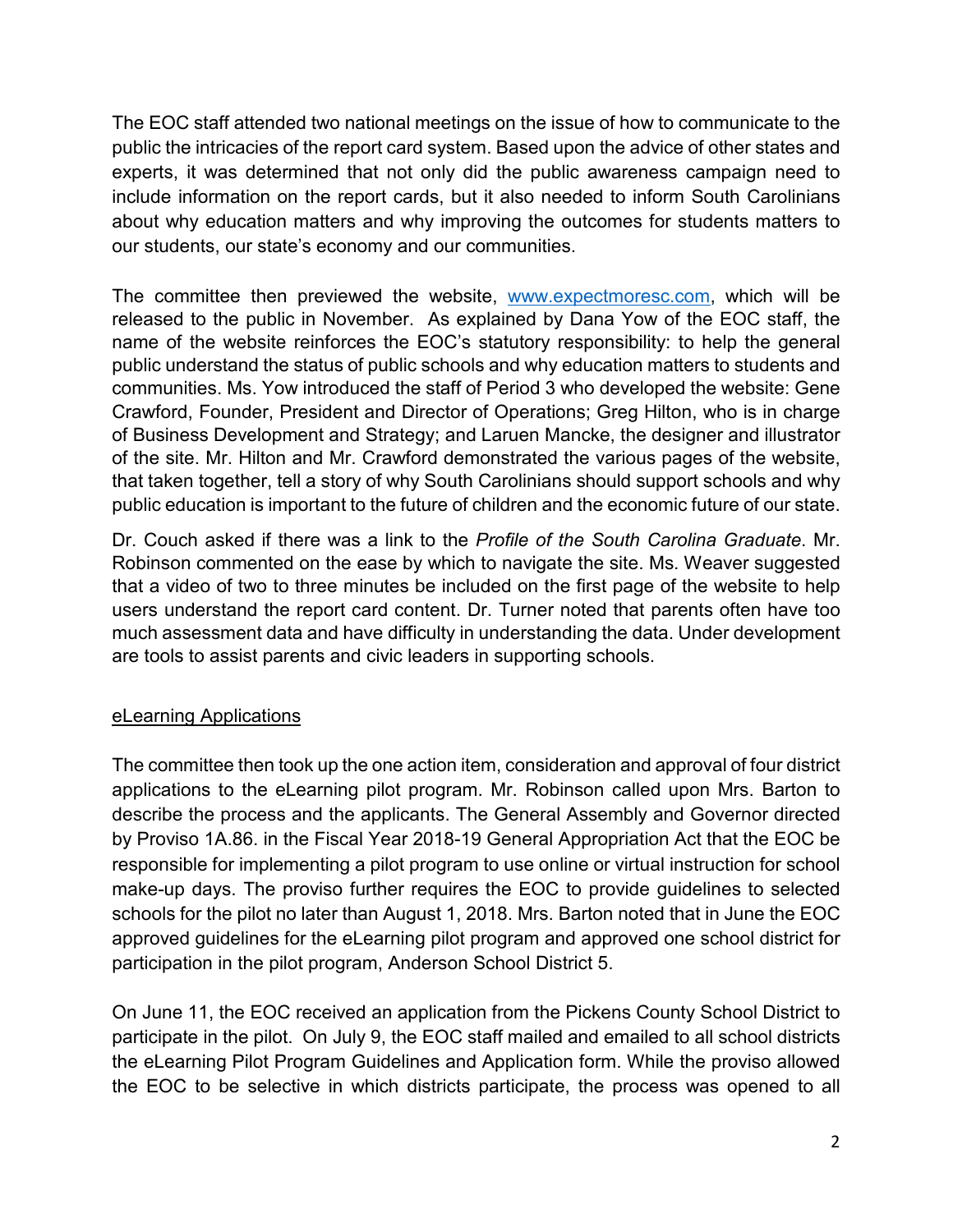The EOC staff attended two national meetings on the issue of how to communicate to the public the intricacies of the report card system. Based upon the advice of other states and experts, it was determined that not only did the public awareness campaign need to include information on the report cards, but it also needed to inform South Carolinians about why education matters and why improving the outcomes for students matters to our students, our state's economy and our communities.

The committee then previewed the website, [www.expectmoresc.com](http://www.expectmoresc.com), which will be released to the public in November. As explained by Dana Yow of the EOC staff, the name of the website reinforces the EOC's statutory responsibility: to help the general public understand the status of public schools and why education matters to students and communities. Ms. Yow introduced the staff of Period 3 who developed the website: Gene Crawford, Founder, President and Director of Operations; Greg Hilton, who is in charge of Business Development and Strategy; and Laruen Mancke, the designer and illustrator of the site. Mr. Hilton and Mr. Crawford demonstrated the various pages of the website, that taken together, tell a story of why South Carolinians should support schools and why public education is important to the future of children and the economic future of our state.

Dr. Couch asked if there was a link to the *Profile of the South Carolina Graduate*. Mr. Robinson commented on the ease by which to navigate the site. Ms. Weaver suggested that a video of two to three minutes be included on the first page of the website to help users understand the report card content. Dr. Turner noted that parents often have too much assessment data and have difficulty in understanding the data. Under development are tools to assist parents and civic leaders in supporting schools.

<u>eLearning Applications</u>

The committee then took up the one action item, consideration and approval of four district applications to the eLearning pilot program. Mr. Robinson called upon Mrs. Barton to describe the process and the applicants. The General Assembly and Governor directed by Proviso 1A.86. in the Fiscal Year 2018-19 General Appropriation Act that the EOC be responsible for implementing a pilot program to use online or virtual instruction for school make-up days. The proviso further requires the EOC to provide guidelines to selected schools for the pilot no later than August 1, 2018. Mrs. Barton noted that in June the EOC approved guidelines for the eLearning pilot program and approved one school district for participation in the pilot program, Anderson School District 5.

On June 11, the EOC received an application from the Pickens County School District to participate in the pilot. On July 9, the EOC staff mailed and emailed to all school districts the eLearning Pilot Program Guidelines and Application form. While the proviso allowed the EOC to be selective in which districts participate, the process was opened to all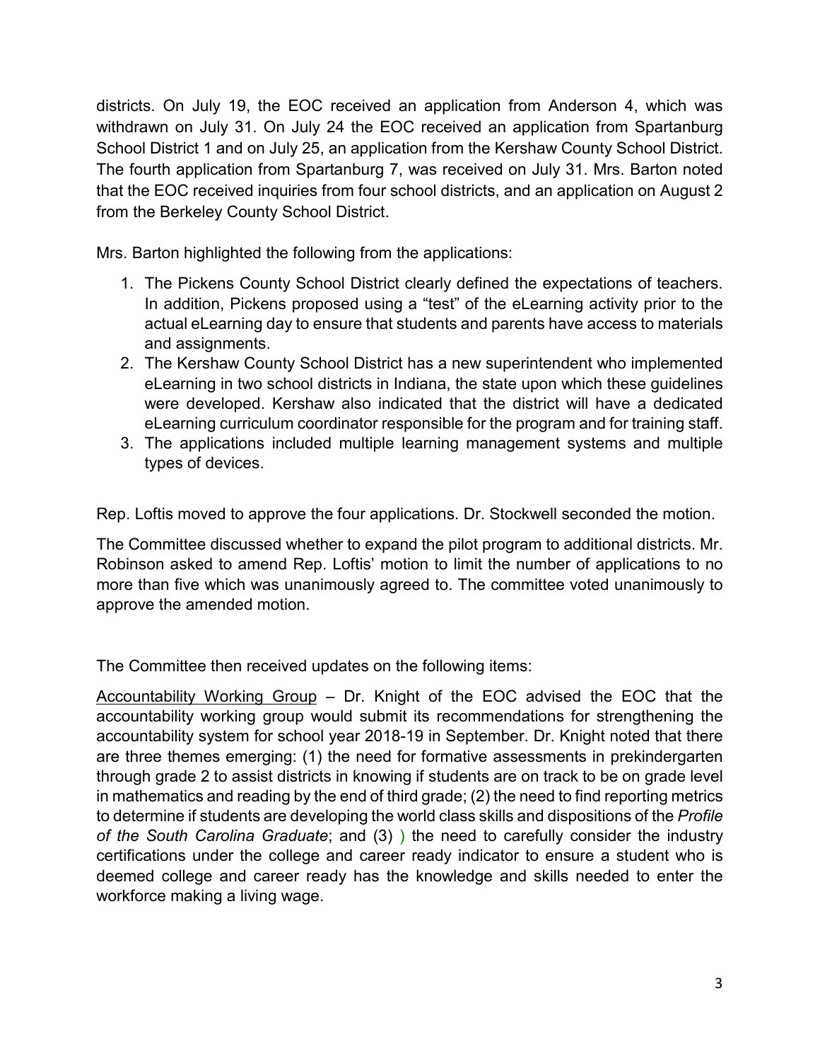districts. On July 19, the EOC received an application from Anderson 4, which was withdrawn on July 31. On July 24 the EOC received an application from Spartanburg School District 1 and on July 25, an application from the Kershaw County School District. The fourth application from Spartanburg 7, was received on July 31. Mrs. Barton noted that the EOC received inquiries from four school districts, and an application on August 2 from the Berkeley County School District.

Mrs. Barton highlighted the following from the applications:

1. The Pickens County School District clearly defined the expectations of teachers. In addition, Pickens proposed using a "test" of the eLearning activity prior to the actual eLearning day to ensure that students and parents have access to materials and assignments.
2. The Kershaw County School District has a new superintendent who implemented eLearning in two school districts in Indiana, the state upon which these guidelines were developed. Kershaw also indicated that the district will have a dedicated eLearning curriculum coordinator responsible for the program and for training staff.
3. The applications included multiple learning management systems and multiple types of devices.

Rep. Loftis moved to approve the four applications. Dr. Stockwell seconded the motion.

The Committee discussed whether to expand the pilot program to additional districts. Mr. Robinson asked to amend Rep. Loftis' motion to limit the number of applications to no more than five which was unanimously agreed to. The committee voted unanimously to approve the amended motion.

The Committee then received updates on the following items:

<u>Accountability Working Group</u> – Dr. Knight of the EOC advised the EOC that the accountability working group would submit its recommendations for strengthening the accountability system for school year 2018-19 in September. Dr. Knight noted that there are three themes emerging: (1) the need for formative assessments in prekindergarten through grade 2 to assist districts in knowing if students are on track to be on grade level in mathematics and reading by the end of third grade; (2) the need to find reporting metrics to determine if students are developing the world class skills and dispositions of the *Profile of the South Carolina Graduate*; and (3) ) the need to carefully consider the industry certifications under the college and career ready indicator to ensure a student who is deemed college and career ready has the knowledge and skills needed to enter the workforce making a living wage.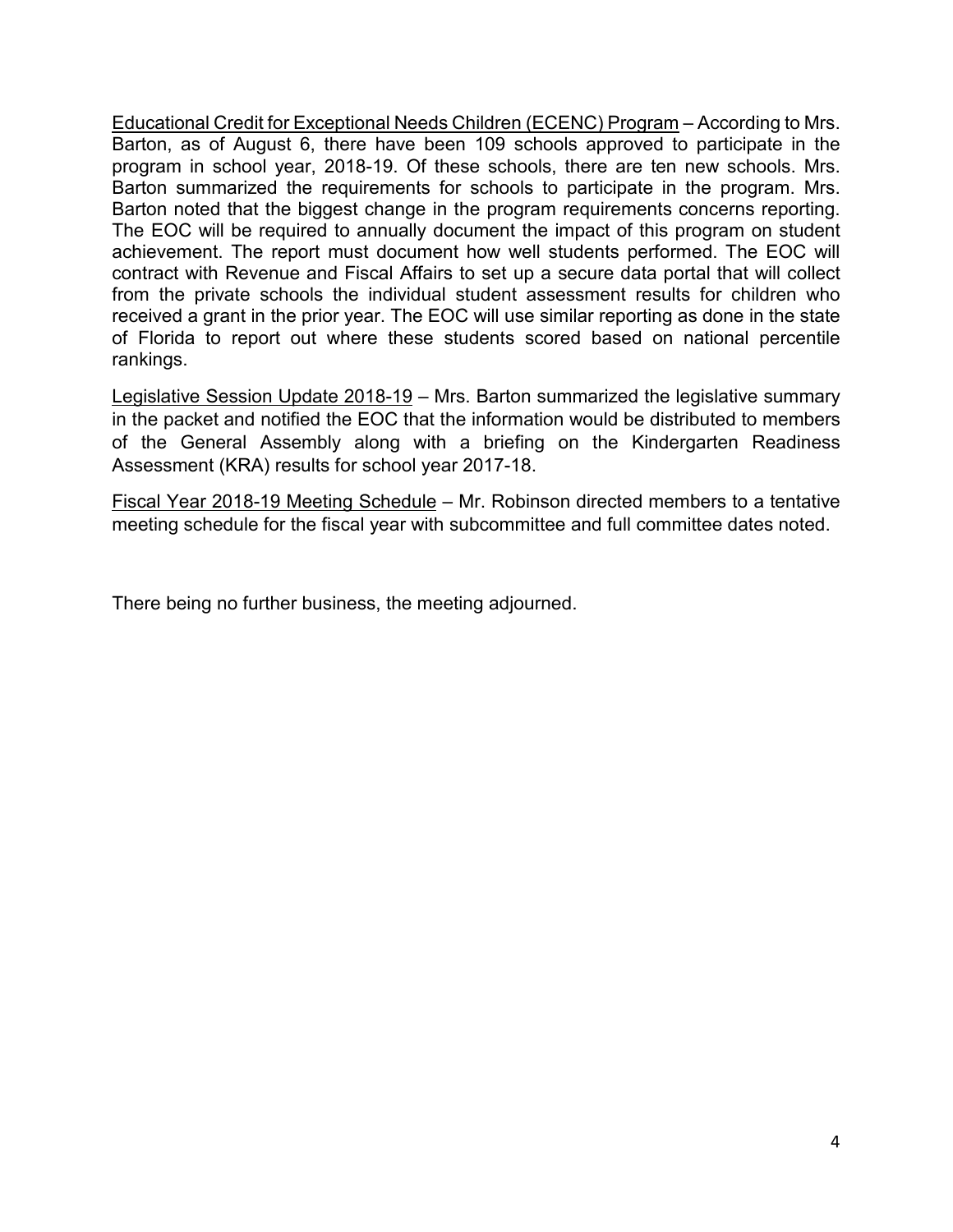Educational Credit for Exceptional Needs Children (ECENC) Program – According to Mrs. Barton, as of August 6, there have been 109 schools approved to participate in the program in school year, 2018-19. Of these schools, there are ten new schools. Mrs. Barton summarized the requirements for schools to participate in the program. Mrs. Barton noted that the biggest change in the program requirements concerns reporting. The EOC will be required to annually document the impact of this program on student achievement. The report must document how well students performed. The EOC will contract with Revenue and Fiscal Affairs to set up a secure data portal that will collect from the private schools the individual student assessment results for children who received a grant in the prior year. The EOC will use similar reporting as done in the state of Florida to report out where these students scored based on national percentile rankings.

Legislative Session Update 2018-19 – Mrs. Barton summarized the legislative summary in the packet and notified the EOC that the information would be distributed to members of the General Assembly along with a briefing on the Kindergarten Readiness Assessment (KRA) results for school year 2017-18.

Fiscal Year 2018-19 Meeting Schedule – Mr. Robinson directed members to a tentative meeting schedule for the fiscal year with subcommittee and full committee dates noted.

There being no further business, the meeting adjourned.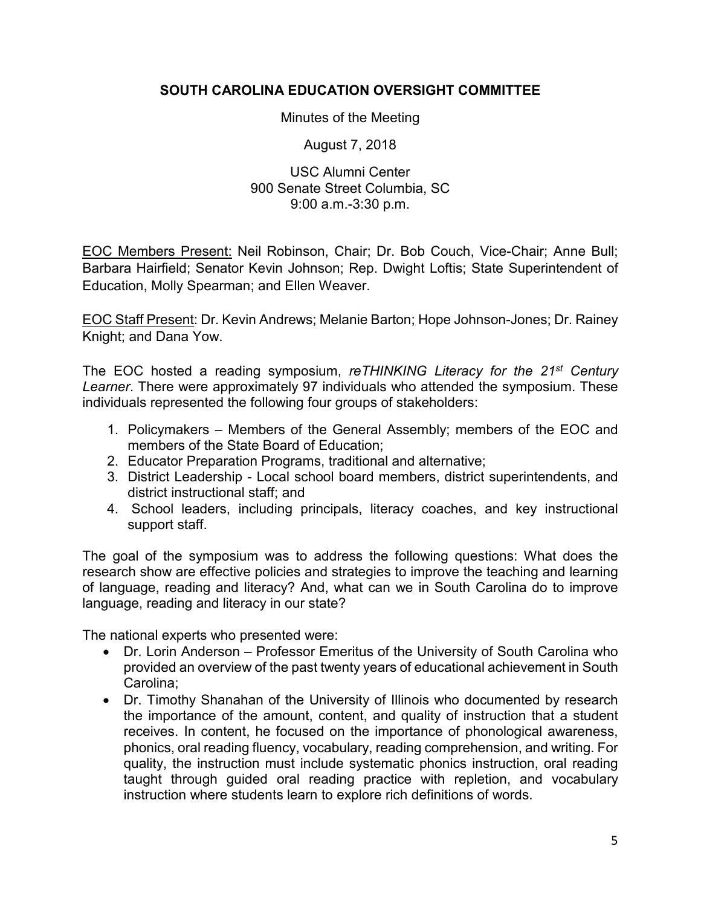**SOUTH CAROLINA EDUCATION OVERSIGHT COMMITTEE**

Minutes of the Meeting

August 7, 2018

USC Alumni Center
900 Senate Street Columbia, SC
9:00 a.m.-3:30 p.m.

<u>EOC Members Present:</u> Neil Robinson, Chair; Dr. Bob Couch, Vice-Chair; Anne Bull; Barbara Hairfield; Senator Kevin Johnson; Rep. Dwight Loftis; State Superintendent of Education, Molly Spearman; and Ellen Weaver.

<u>EOC Staff Present</u>: Dr. Kevin Andrews; Melanie Barton; Hope Johnson-Jones; Dr. Rainey Knight; and Dana Yow.

The EOC hosted a reading symposium, *reTHINKING Literacy for the 21st Century Learner*. There were approximately 97 individuals who attended the symposium. These individuals represented the following four groups of stakeholders:

1. Policymakers – Members of the General Assembly; members of the EOC and members of the State Board of Education;
2. Educator Preparation Programs, traditional and alternative;
3. District Leadership - Local school board members, district superintendents, and district instructional staff; and
4. School leaders, including principals, literacy coaches, and key instructional support staff.

The goal of the symposium was to address the following questions: What does the research show are effective policies and strategies to improve the teaching and learning of language, reading and literacy? And, what can we in South Carolina do to improve language, reading and literacy in our state?

The national experts who presented were:

- Dr. Lorin Anderson – Professor Emeritus of the University of South Carolina who provided an overview of the past twenty years of educational achievement in South Carolina;
- Dr. Timothy Shanahan of the University of Illinois who documented by research the importance of the amount, content, and quality of instruction that a student receives. In content, he focused on the importance of phonological awareness, phonics, oral reading fluency, vocabulary, reading comprehension, and writing. For quality, the instruction must include systematic phonics instruction, oral reading taught through guided oral reading practice with repletion, and vocabulary instruction where students learn to explore rich definitions of words.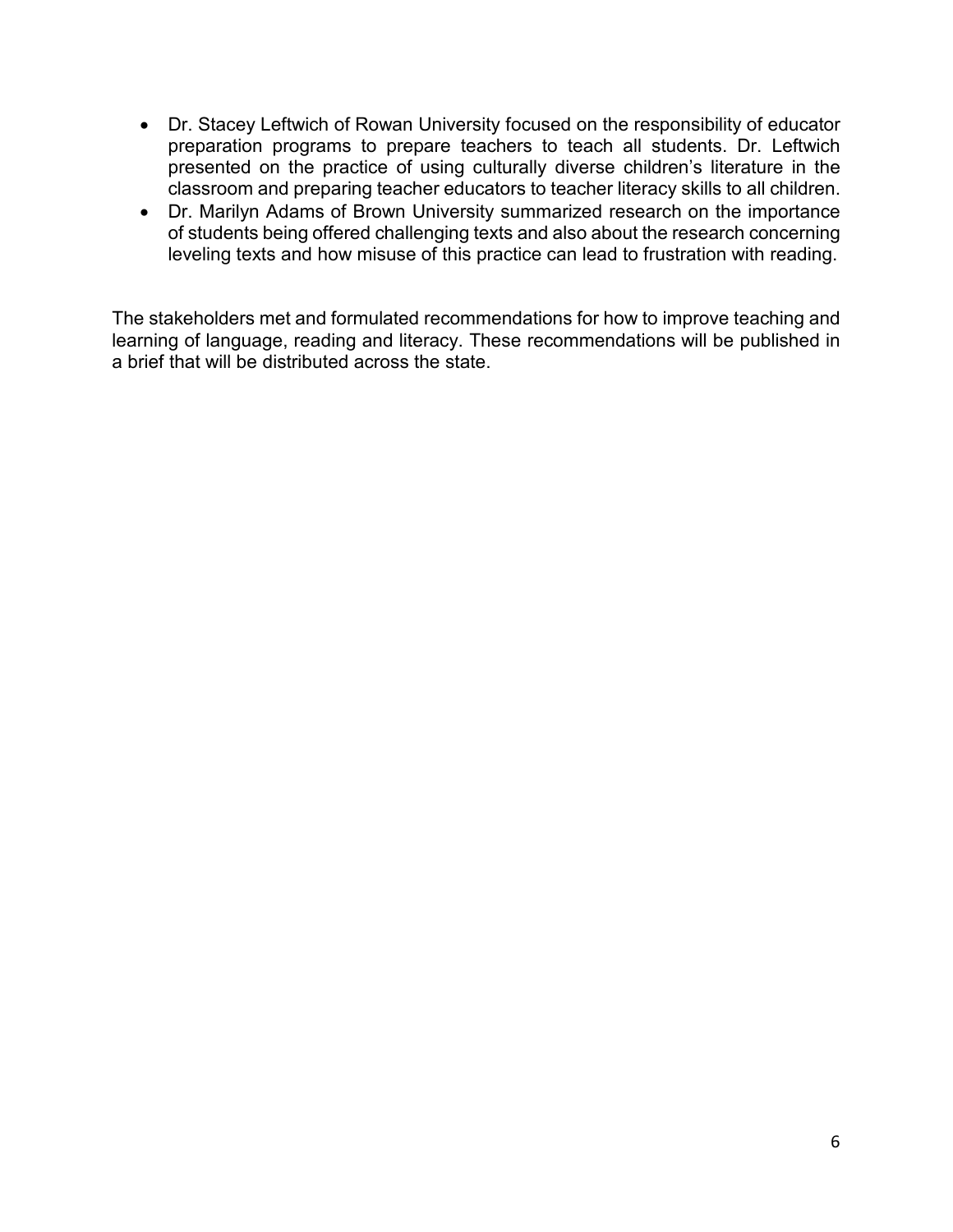- Dr. Stacey Leftwich of Rowan University focused on the responsibility of educator preparation programs to prepare teachers to teach all students. Dr. Leftwich presented on the practice of using culturally diverse children's literature in the classroom and preparing teacher educators to teacher literacy skills to all children.
- Dr. Marilyn Adams of Brown University summarized research on the importance of students being offered challenging texts and also about the research concerning leveling texts and how misuse of this practice can lead to frustration with reading.

The stakeholders met and formulated recommendations for how to improve teaching and learning of language, reading and literacy. These recommendations will be published in a brief that will be distributed across the state.